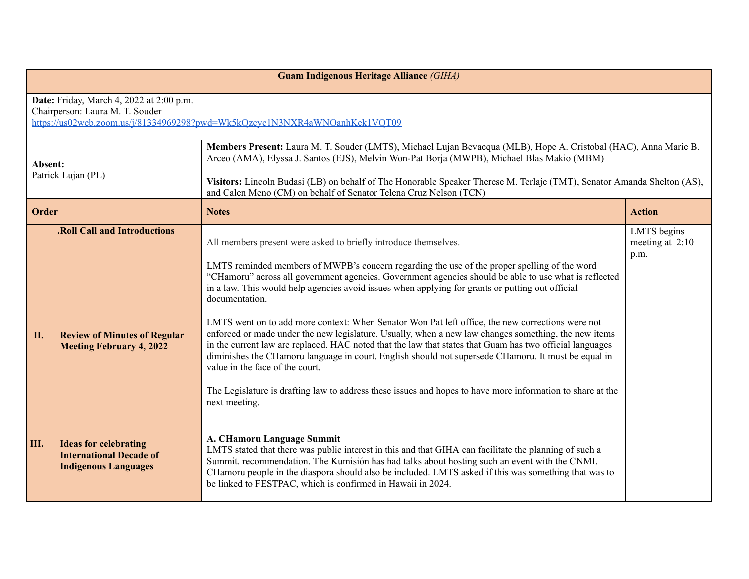**Guam Indigenous Heritage Alliance** *(GIHA)*

**Date:** Friday, March 4, 2022 at 2:00 p.m.
Chairperson: Laura M. T. Souder
https://us02web.zoom.us/j/81334969298?pwd=Wk5kQzcyc1N3NXR4aWNOanhKek1VQT09

| **Absent:** Patrick Lujan (PL) | **Members Present:** Laura M. T. Souder (LMTS), Michael Lujan Bevacqua (MLB), Hope A. Cristobal (HAC), Anna Marie B. Arceo (AMA), Elyssa J. Santos (EJS), Melvin Won-Pat Borja (MWPB), Michael Blas Makio (MBM)<br><br>**Visitors:** Lincoln Budasi (LB) on behalf of The Honorable Speaker Therese M. Terlaje (TMT), Senator Amanda Shelton (AS), and Calen Meno (CM) on behalf of Senator Telena Cruz Nelson (TCN) |
|---|---|

| **Order** | **Notes** | **Action** |
|---|---|---|
| **.Roll Call and Introductions** | All members present were asked to briefly introduce themselves. | LMTS begins meeting at 2:10 p.m. |
| **II. Review of Minutes of Regular Meeting February 4, 2022** | LMTS reminded members of MWPB's concern regarding the use of the proper spelling of the word "CHamoru" across all government agencies. Government agencies should be able to use what is reflected in a law. This would help agencies avoid issues when applying for grants or putting out official documentation.<br><br>LMTS went on to add more context: When Senator Won Pat left office, the new corrections were not enforced or made under the new legislature. Usually, when a new law changes something, the new items in the current law are replaced. HAC noted that the law that states that Guam has two official languages diminishes the CHamoru language in court. English should not supersede CHamoru. It must be equal in value in the face of the court.<br><br>The Legislature is drafting law to address these issues and hopes to have more information to share at the next meeting. | |
| **III. Ideas for celebrating International Decade of Indigenous Languages** | **A. CHamoru Language Summit**<br>LMTS stated that there was public interest in this and that GIHA can facilitate the planning of such a Summit. recommendation. The Kumisión has had talks about hosting such an event with the CNMI. CHamoru people in the diaspora should also be included. LMTS asked if this was something that was to be linked to FESTPAC, which is confirmed in Hawaii in 2024. | |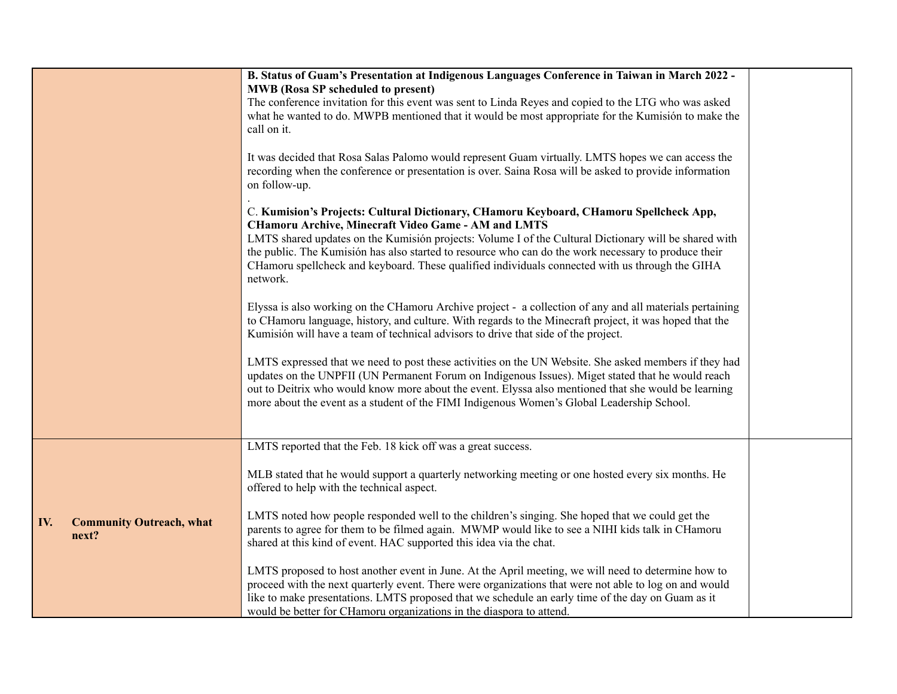| | | |
|---|---|---|
| | **B. Status of Guam's Presentation at Indigenous Languages Conference in Taiwan in March 2022 - MWB (Rosa SP scheduled to present)**<br>The conference invitation for this event was sent to Linda Reyes and copied to the LTG who was asked what he wanted to do. MWPB mentioned that it would be most appropriate for the Kumisión to make the call on it.<br><br>It was decided that Rosa Salas Palomo would represent Guam virtually. LMTS hopes we can access the recording when the conference or presentation is over. Saina Rosa will be asked to provide information on follow-up.<br>.<br>C. **Kumision's Projects: Cultural Dictionary, CHamoru Keyboard, CHamoru Spellcheck App, CHamoru Archive, Minecraft Video Game - AM and LMTS**<br>LMTS shared updates on the Kumisión projects: Volume I of the Cultural Dictionary will be shared with the public. The Kumisión has also started to resource who can do the work necessary to produce their CHamoru spellcheck and keyboard. These qualified individuals connected with us through the GIHA network.<br><br>Elyssa is also working on the CHamoru Archive project - a collection of any and all materials pertaining to CHamoru language, history, and culture. With regards to the Minecraft project, it was hoped that the Kumisión will have a team of technical advisors to drive that side of the project.<br><br>LMTS expressed that we need to post these activities on the UN Website. She asked members if they had updates on the UNPFII (UN Permanent Forum on Indigenous Issues). Miget stated that he would reach out to Deitrix who would know more about the event. Elyssa also mentioned that she would be learning more about the event as a student of the FIMI Indigenous Women's Global Leadership School. | |
| **IV. Community Outreach, what next?** | LMTS reported that the Feb. 18 kick off was a great success.<br><br>MLB stated that he would support a quarterly networking meeting or one hosted every six months. He offered to help with the technical aspect.<br><br>LMTS noted how people responded well to the children's singing. She hoped that we could get the parents to agree for them to be filmed again. MWMP would like to see a NIHI kids talk in CHamoru shared at this kind of event. HAC supported this idea via the chat.<br><br>LMTS proposed to host another event in June. At the April meeting, we will need to determine how to proceed with the next quarterly event. There were organizations that were not able to log on and would like to make presentations. LMTS proposed that we schedule an early time of the day on Guam as it would be better for CHamoru organizations in the diaspora to attend. | |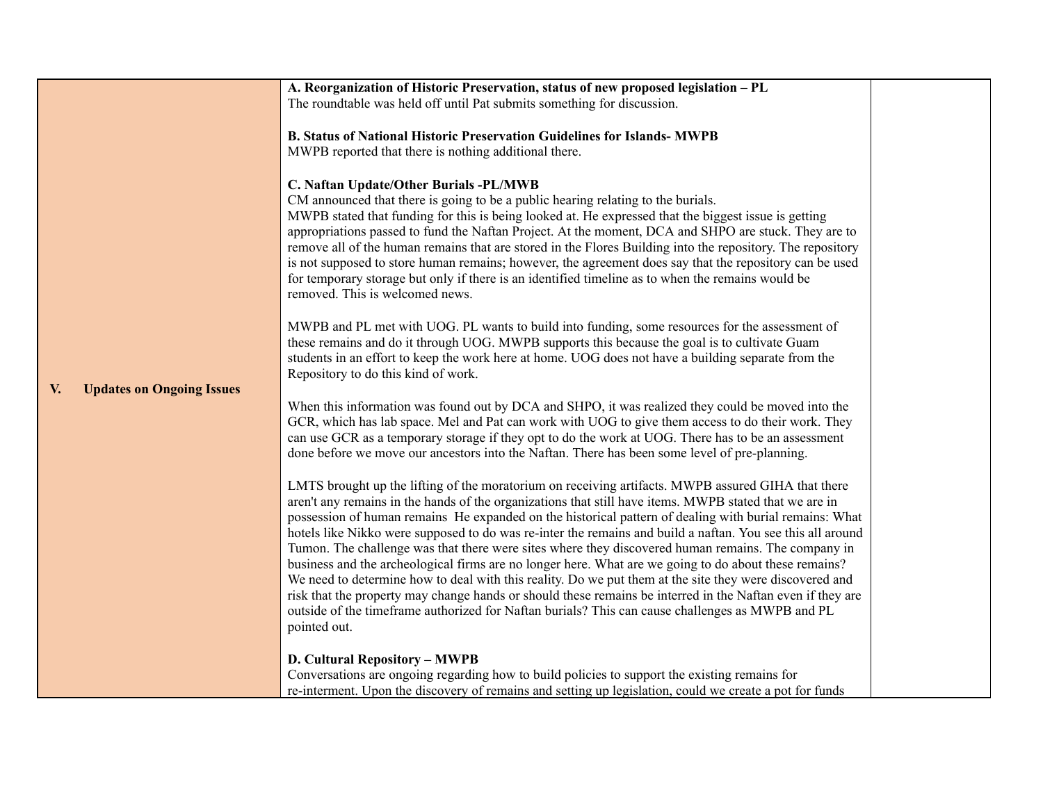| V. Updates on Ongoing Issues | **A. Reorganization of Historic Preservation, status of new proposed legislation – PL**<br>The roundtable was held off until Pat submits something for discussion.<br><br>**B. Status of National Historic Preservation Guidelines for Islands- MWPB**<br>MWPB reported that there is nothing additional there.<br><br>**C. Naftan Update/Other Burials -PL/MWB**<br>CM announced that there is going to be a public hearing relating to the burials.<br>MWPB stated that funding for this is being looked at. He expressed that the biggest issue is getting appropriations passed to fund the Naftan Project. At the moment, DCA and SHPO are stuck. They are to remove all of the human remains that are stored in the Flores Building into the repository. The repository is not supposed to store human remains; however, the agreement does say that the repository can be used for temporary storage but only if there is an identified timeline as to when the remains would be removed. This is welcomed news.<br><br>MWPB and PL met with UOG. PL wants to build into funding, some resources for the assessment of these remains and do it through UOG. MWPB supports this because the goal is to cultivate Guam students in an effort to keep the work here at home. UOG does not have a building separate from the Repository to do this kind of work.<br><br>When this information was found out by DCA and SHPO, it was realized they could be moved into the GCR, which has lab space. Mel and Pat can work with UOG to give them access to do their work. They can use GCR as a temporary storage if they opt to do the work at UOG. There has to be an assessment done before we move our ancestors into the Naftan. There has been some level of pre-planning.<br><br>LMTS brought up the lifting of the moratorium on receiving artifacts. MWPB assured GIHA that there aren't any remains in the hands of the organizations that still have items. MWPB stated that we are in possession of human remains  He expanded on the historical pattern of dealing with burial remains: What hotels like Nikko were supposed to do was re-inter the remains and build a naftan. You see this all around Tumon. The challenge was that there were sites where they discovered human remains. The company in business and the archeological firms are no longer here. What are we going to do about these remains? We need to determine how to deal with this reality. Do we put them at the site they were discovered and risk that the property may change hands or should these remains be interred in the Naftan even if they are outside of the timeframe authorized for Naftan burials? This can cause challenges as MWPB and PL pointed out.<br><br>**D. Cultural Repository – MWPB**<br>Conversations are ongoing regarding how to build policies to support the existing remains for re-interment. Upon the discovery of remains and setting up legislation, could we create a pot for funds | |
|---|---|---|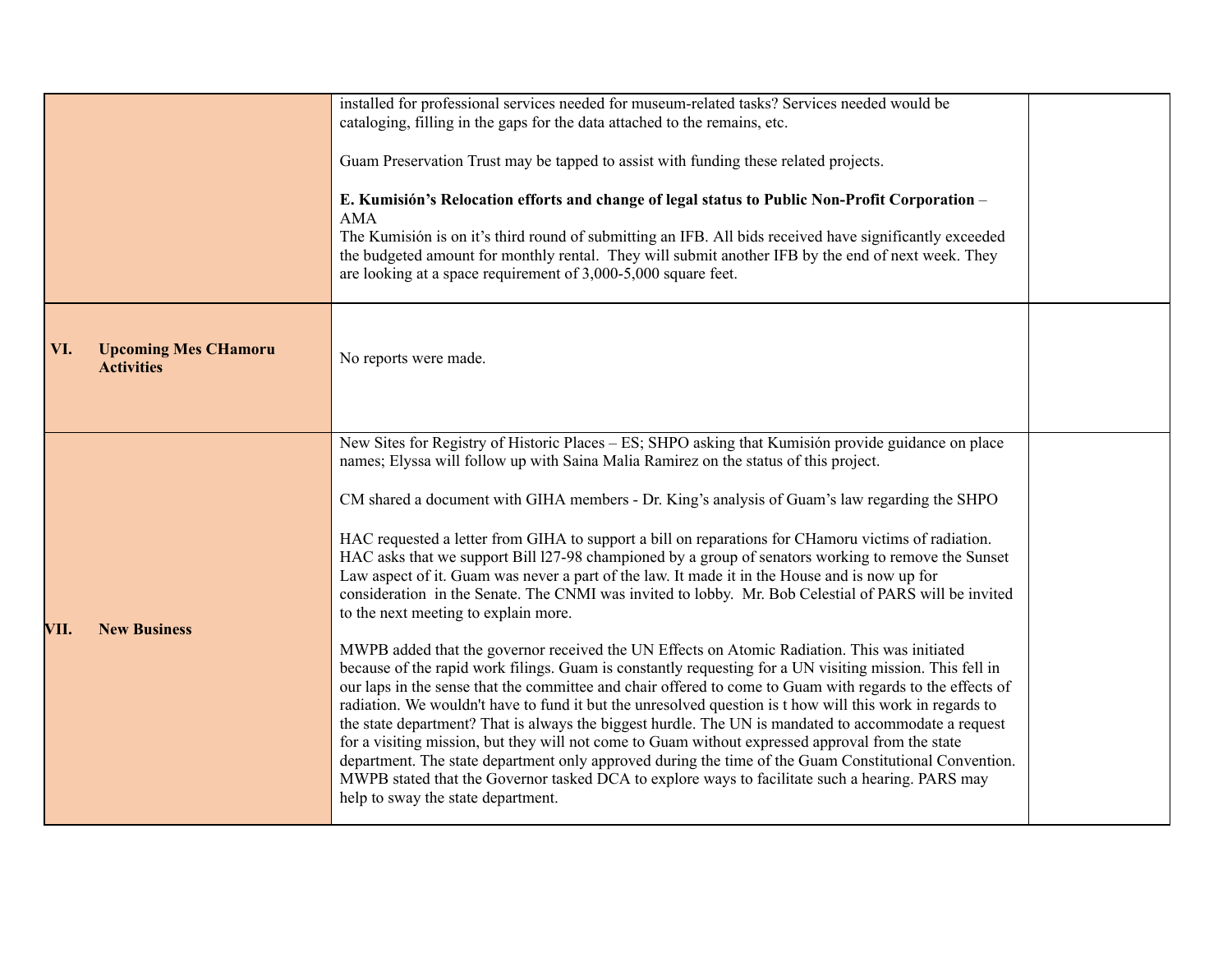| | | |
|---|---|---|
| | installed for professional services needed for museum-related tasks? Services needed would be cataloging, filling in the gaps for the data attached to the remains, etc.<br><br>Guam Preservation Trust may be tapped to assist with funding these related projects.<br><br>**E. Kumisión's Relocation efforts and change of legal status to Public Non-Profit Corporation** – AMA<br>The Kumisión is on it's third round of submitting an IFB. All bids received have significantly exceeded the budgeted amount for monthly rental. They will submit another IFB by the end of next week. They are looking at a space requirement of 3,000-5,000 square feet. | |
| **VI. Upcoming Mes CHamoru Activities** | No reports were made. | |
| **VII. New Business** | New Sites for Registry of Historic Places – ES; SHPO asking that Kumisión provide guidance on place names; Elyssa will follow up with Saina Malia Ramirez on the status of this project.<br><br>CM shared a document with GIHA members - Dr. King's analysis of Guam's law regarding the SHPO<br><br>HAC requested a letter from GIHA to support a bill on reparations for CHamoru victims of radiation. HAC asks that we support Bill l27-98 championed by a group of senators working to remove the Sunset Law aspect of it. Guam was never a part of the law. It made it in the House and is now up for consideration in the Senate. The CNMI was invited to lobby. Mr. Bob Celestial of PARS will be invited to the next meeting to explain more.<br><br>MWPB added that the governor received the UN Effects on Atomic Radiation. This was initiated because of the rapid work filings. Guam is constantly requesting for a UN visiting mission. This fell in our laps in the sense that the committee and chair offered to come to Guam with regards to the effects of radiation. We wouldn't have to fund it but the unresolved question is t how will this work in regards to the state department? That is always the biggest hurdle. The UN is mandated to accommodate a request for a visiting mission, but they will not come to Guam without expressed approval from the state department. The state department only approved during the time of the Guam Constitutional Convention. MWPB stated that the Governor tasked DCA to explore ways to facilitate such a hearing. PARS may help to sway the state department. | |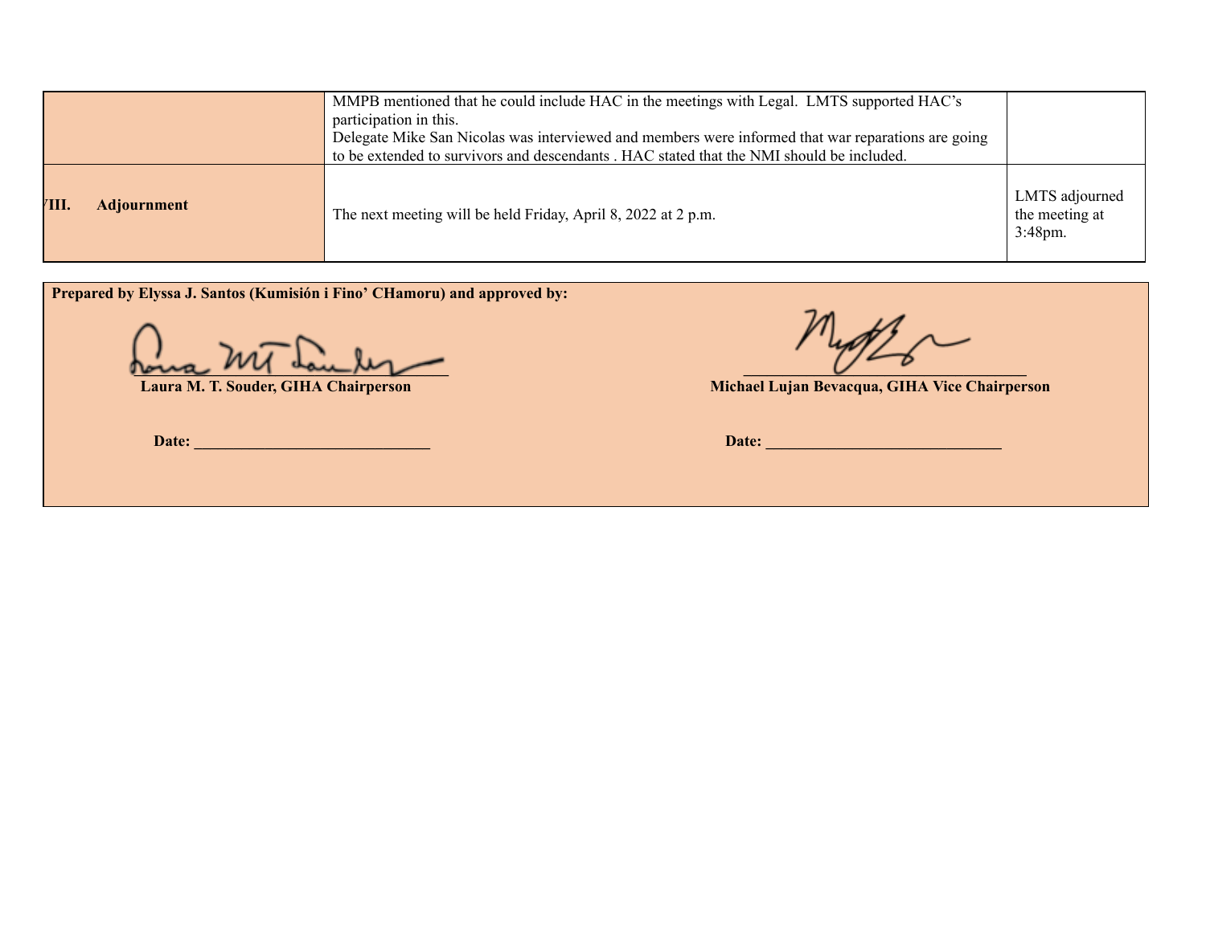| | | |
|---|---|---|
| | MMPB mentioned that he could include HAC in the meetings with Legal. LMTS supported HAC's participation in this.<br>Delegate Mike San Nicolas was interviewed and members were informed that war reparations are going to be extended to survivors and descendants . HAC stated that the NMI should be included. | |
| **VIII. Adjournment** | The next meeting will be held Friday, April 8, 2022 at 2 p.m. | LMTS adjourned the meeting at 3:48pm. |

**Prepared by Elyssa J. Santos (Kumisión i Fino' CHamoru) and approved by:**

______________________________
**Laura M. T. Souder, GIHA Chairperson**

**Date:** ______________________________

______________________________
**Michael Lujan Bevacqua, GIHA Vice Chairperson**

**Date:** ______________________________